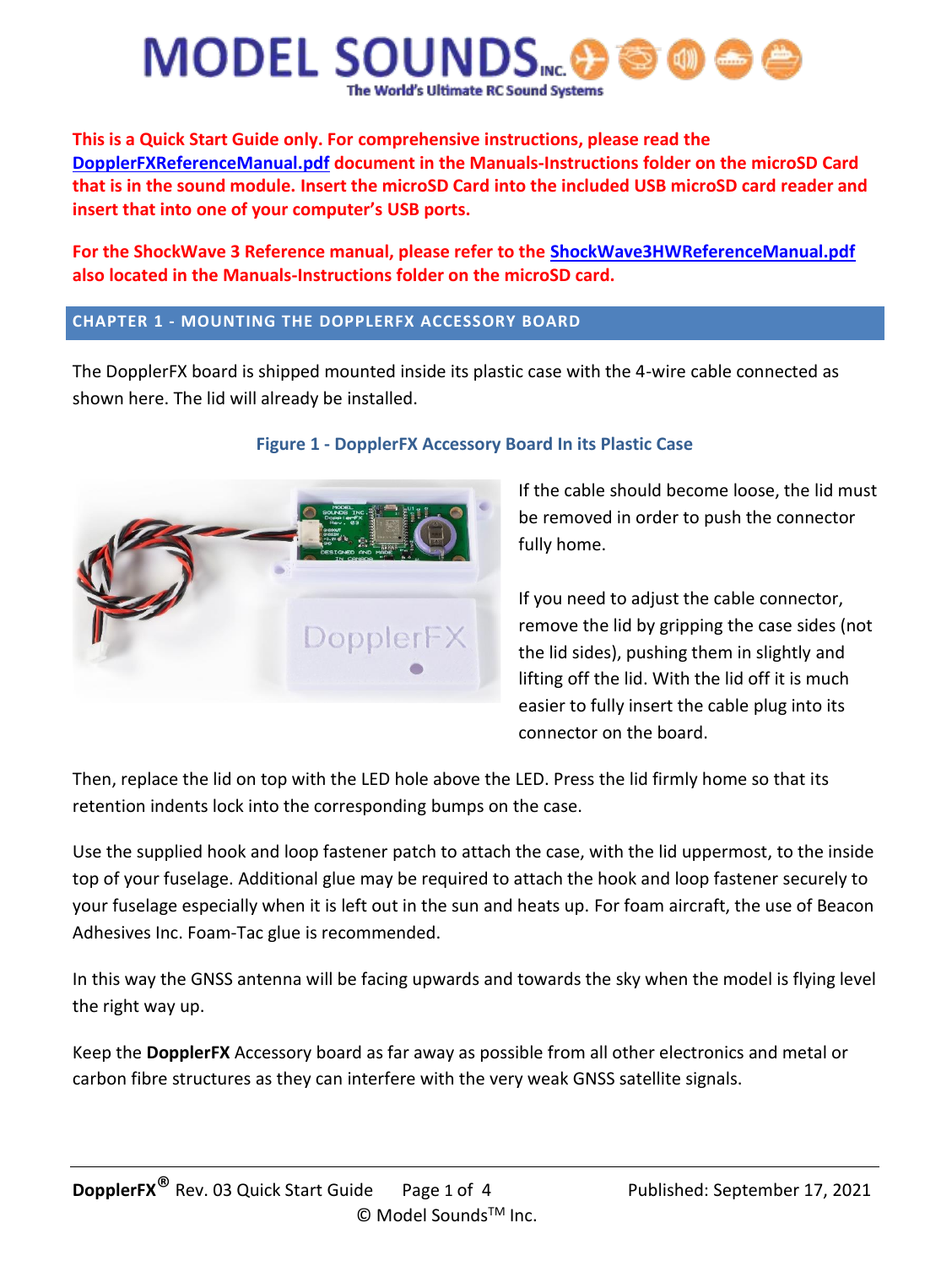**This is a Quick Start Guide only. For comprehensive instructions, please read the DopplerFXReferenceManual.pdf document in the Manuals-Instructions folder on the microSD Card that is in the sound module. Insert the microSD Card into the included USB microSD card reader and insert that into one of your computer's USB ports.**

**For the ShockWave 3 Reference manual, please refer to the ShockWave3HWReferenceManual.pdf also located in the Manuals-Instructions folder on the microSD card.**

## CHAPTER 1 - MOUNTING THE DOPPLERFX ACCESSORY BOARD

The DopplerFX board is shipped mounted inside its plastic case with the 4-wire cable connected as shown here. The lid will already be installed.

**Figure 1 - DopplerFX Accessory Board In its Plastic Case**

If the cable should become loose, the lid must be removed in order to push the connector fully home.

If you need to adjust the cable connector, remove the lid by gripping the case sides (not the lid sides), pushing them in slightly and lifting off the lid. With the lid off it is much easier to fully insert the cable plug into its connector on the board.

Then, replace the lid on top with the LED hole above the LED. Press the lid firmly home so that its retention indents lock into the corresponding bumps on the case.

Use the supplied hook and loop fastener patch to attach the case, with the lid uppermost, to the inside top of your fuselage. Additional glue may be required to attach the hook and loop fastener securely to your fuselage especially when it is left out in the sun and heats up. For foam aircraft, the use of Beacon Adhesives Inc. Foam-Tac glue is recommended.

In this way the GNSS antenna will be facing upwards and towards the sky when the model is flying level the right way up.

Keep the **DopplerFX** Accessory board as far away as possible from all other electronics and metal or carbon fibre structures as they can interfere with the very weak GNSS satellite signals.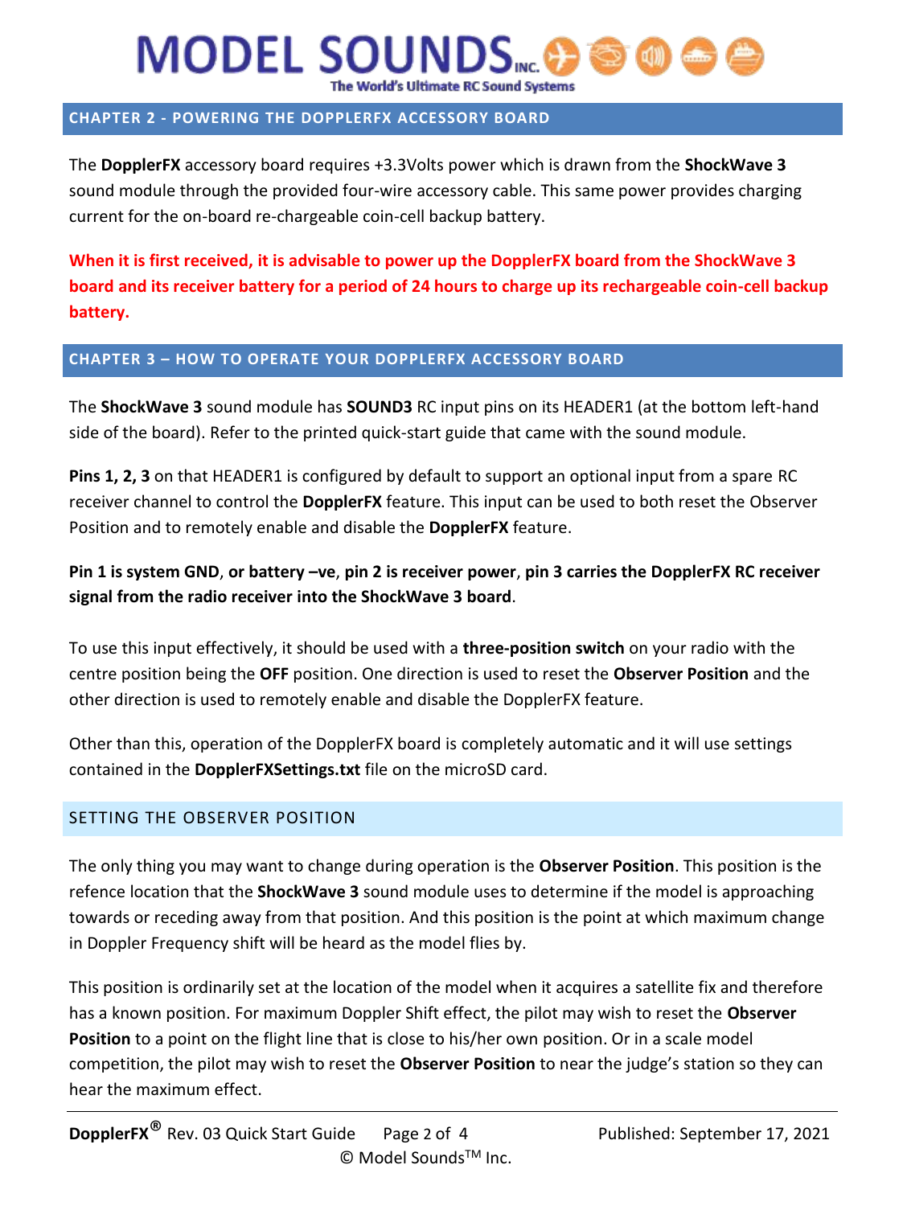## CHAPTER 2 - POWERING THE DOPPLERFX ACCESSORY BOARD

The **DopplerFX** accessory board requires +3.3Volts power which is drawn from the **ShockWave 3** sound module through the provided four-wire accessory cable. This same power provides charging current for the on-board re-chargeable coin-cell backup battery.

**When it is first received, it is advisable to power up the DopplerFX board from the ShockWave 3 board and its receiver battery for a period of 24 hours to charge up its rechargeable coin-cell backup battery.**

## CHAPTER 3 – HOW TO OPERATE YOUR DOPPLERFX ACCESSORY BOARD

The **ShockWave 3** sound module has **SOUND3** RC input pins on its HEADER1 (at the bottom left-hand side of the board). Refer to the printed quick-start guide that came with the sound module.

**Pins 1, 2, 3** on that HEADER1 is configured by default to support an optional input from a spare RC receiver channel to control the **DopplerFX** feature. This input can be used to both reset the Observer Position and to remotely enable and disable the **DopplerFX** feature.

**Pin 1 is system GND**, **or battery –ve**, **pin 2 is receiver power**, **pin 3 carries the DopplerFX RC receiver signal from the radio receiver into the ShockWave 3 board**.

To use this input effectively, it should be used with a **three-position switch** on your radio with the centre position being the **OFF** position. One direction is used to reset the **Observer Position** and the other direction is used to remotely enable and disable the DopplerFX feature.

Other than this, operation of the DopplerFX board is completely automatic and it will use settings contained in the **DopplerFXSettings.txt** file on the microSD card.

### SETTING THE OBSERVER POSITION

The only thing you may want to change during operation is the **Observer Position**. This position is the refence location that the **ShockWave 3** sound module uses to determine if the model is approaching towards or receding away from that position. And this position is the point at which maximum change in Doppler Frequency shift will be heard as the model flies by.

This position is ordinarily set at the location of the model when it acquires a satellite fix and therefore has a known position. For maximum Doppler Shift effect, the pilot may wish to reset the **Observer Position** to a point on the flight line that is close to his/her own position. Or in a scale model competition, the pilot may wish to reset the **Observer Position** to near the judge's station so they can hear the maximum effect.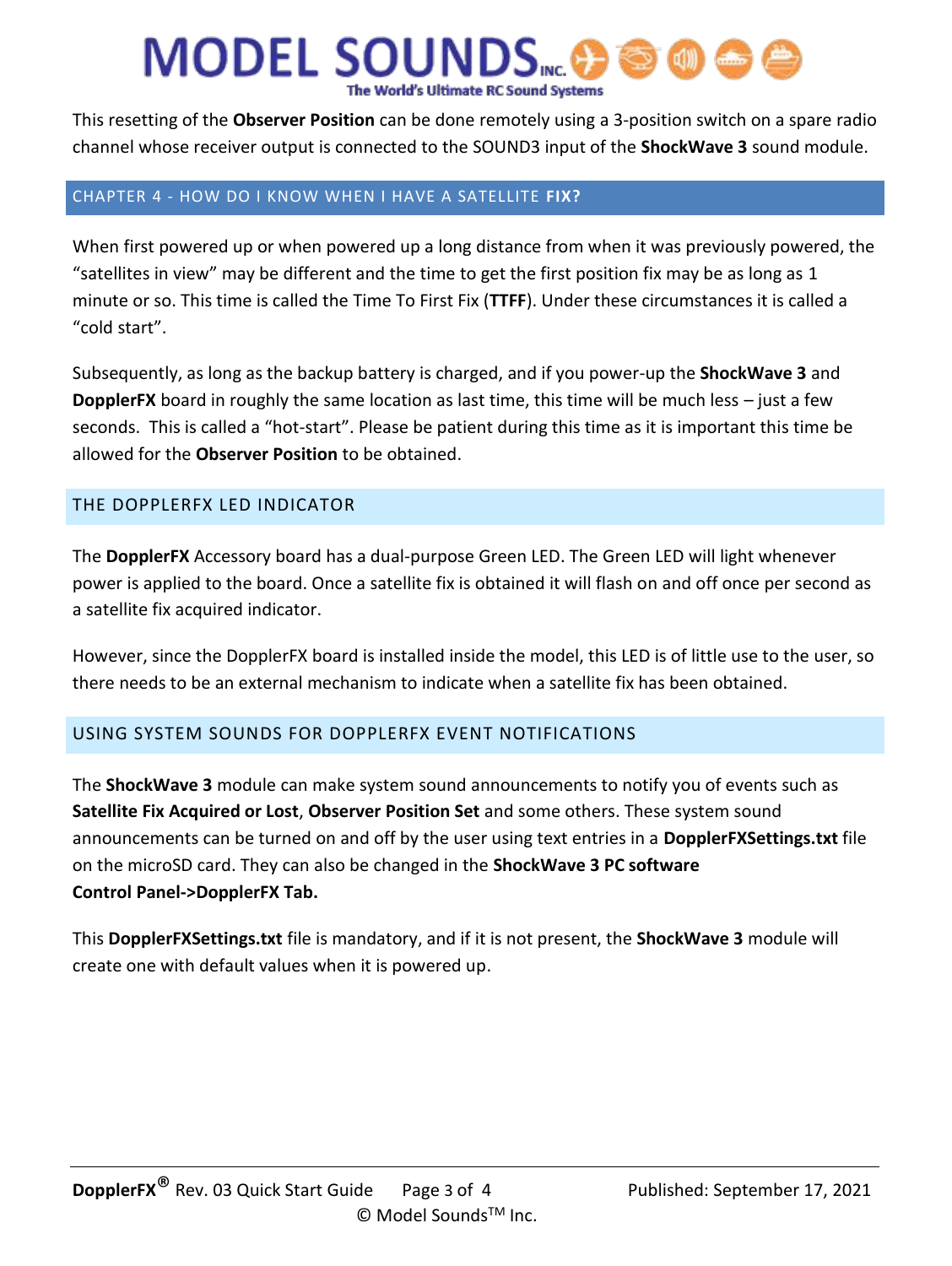This resetting of the **Observer Position** can be done remotely using a 3-position switch on a spare radio channel whose receiver output is connected to the SOUND3 input of the **ShockWave 3** sound module.

## CHAPTER 4 - HOW DO I KNOW WHEN I HAVE A SATELLITE **FIX?**

When first powered up or when powered up a long distance from when it was previously powered, the "satellites in view" may be different and the time to get the first position fix may be as long as 1 minute or so. This time is called the Time To First Fix (**TTFF**). Under these circumstances it is called a "cold start".

Subsequently, as long as the backup battery is charged, and if you power-up the **ShockWave 3** and **DopplerFX** board in roughly the same location as last time, this time will be much less – just a few seconds. This is called a "hot-start". Please be patient during this time as it is important this time be allowed for the **Observer Position** to be obtained.

### THE DOPPLERFX LED INDICATOR

The **DopplerFX** Accessory board has a dual-purpose Green LED. The Green LED will light whenever power is applied to the board. Once a satellite fix is obtained it will flash on and off once per second as a satellite fix acquired indicator.

However, since the DopplerFX board is installed inside the model, this LED is of little use to the user, so there needs to be an external mechanism to indicate when a satellite fix has been obtained.

### USING SYSTEM SOUNDS FOR DOPPLERFX EVENT NOTIFICATIONS

The **ShockWave 3** module can make system sound announcements to notify you of events such as **Satellite Fix Acquired or Lost**, **Observer Position Set** and some others. These system sound announcements can be turned on and off by the user using text entries in a **DopplerFXSettings.txt** file on the microSD card. They can also be changed in the **ShockWave 3 PC software Control Panel->DopplerFX Tab.**

This **DopplerFXSettings.txt** file is mandatory, and if it is not present, the **ShockWave 3** module will create one with default values when it is powered up.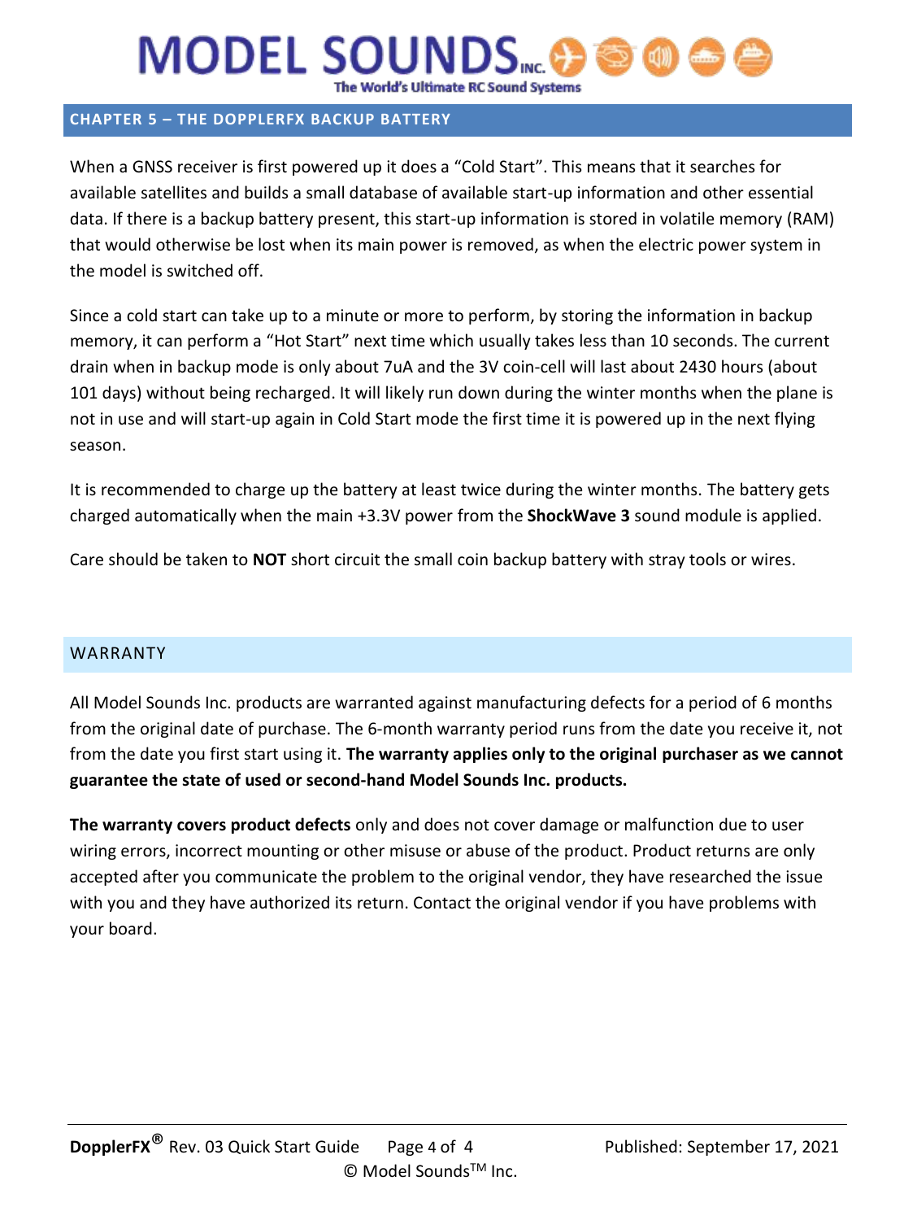## CHAPTER 5 – THE DOPPLERFX BACKUP BATTERY

When a GNSS receiver is first powered up it does a "Cold Start". This means that it searches for available satellites and builds a small database of available start-up information and other essential data. If there is a backup battery present, this start-up information is stored in volatile memory (RAM) that would otherwise be lost when its main power is removed, as when the electric power system in the model is switched off.

Since a cold start can take up to a minute or more to perform, by storing the information in backup memory, it can perform a "Hot Start" next time which usually takes less than 10 seconds. The current drain when in backup mode is only about 7uA and the 3V coin-cell will last about 2430 hours (about 101 days) without being recharged. It will likely run down during the winter months when the plane is not in use and will start-up again in Cold Start mode the first time it is powered up in the next flying season.

It is recommended to charge up the battery at least twice during the winter months. The battery gets charged automatically when the main +3.3V power from the **ShockWave 3** sound module is applied.

Care should be taken to **NOT** short circuit the small coin backup battery with stray tools or wires.

## WARRANTY

All Model Sounds Inc. products are warranted against manufacturing defects for a period of 6 months from the original date of purchase. The 6-month warranty period runs from the date you receive it, not from the date you first start using it. **The warranty applies only to the original purchaser as we cannot guarantee the state of used or second-hand Model Sounds Inc. products.**

**The warranty covers product defects** only and does not cover damage or malfunction due to user wiring errors, incorrect mounting or other misuse or abuse of the product. Product returns are only accepted after you communicate the problem to the original vendor, they have researched the issue with you and they have authorized its return. Contact the original vendor if you have problems with your board.